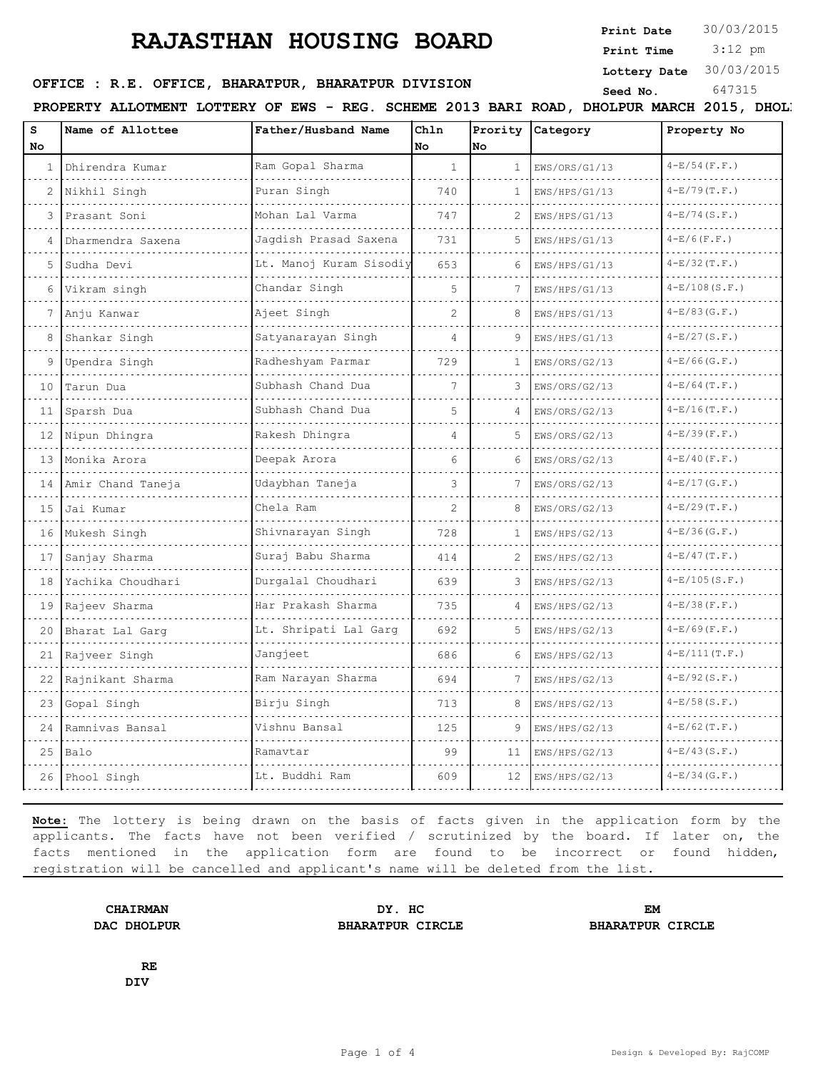# RAJASTHAN HOUSING BOARD

**Print Date** 30/03/2015
**Print Time** 3:12 pm
**Lottery Date** 30/03/2015
**Seed No.** 647315

**OFFICE : R.E. OFFICE, BHARATPUR, BHARATPUR DIVISION**

**PROPERTY ALLOTMENT LOTTERY OF EWS - REG. SCHEME 2013 BARI ROAD, DHOLPUR MARCH 2015, DHOL**

| S No | Name of Allottee | Father/Husband Name | Chln No | Prority No | Category | Property No |
|---|---|---|---|---|---|---|
| 1 | Dhirendra Kumar | Ram Gopal Sharma | 1 | 1 | EWS/ORS/G1/13 | 4-E/54(F.F.) |
| 2 | Nikhil Singh | Puran Singh | 740 | 1 | EWS/HPS/G1/13 | 4-E/79(T.F.) |
| 3 | Prasant Soni | Mohan Lal Varma | 747 | 2 | EWS/HPS/G1/13 | 4-E/74(S.F.) |
| 4 | Dharmendra Saxena | Jagdish Prasad Saxena | 731 | 5 | EWS/HPS/G1/13 | 4-E/6(F.F.) |
| 5 | Sudha Devi | Lt. Manoj Kuram Sisodiy | 653 | 6 | EWS/HPS/G1/13 | 4-E/32(T.F.) |
| 6 | Vikram singh | Chandar Singh | 5 | 7 | EWS/HPS/G1/13 | 4-E/108(S.F.) |
| 7 | Anju Kanwar | Ajeet Singh | 2 | 8 | EWS/HPS/G1/13 | 4-E/83(G.F.) |
| 8 | Shankar Singh | Satyanarayan Singh | 4 | 9 | EWS/HPS/G1/13 | 4-E/27(S.F.) |
| 9 | Upendra Singh | Radheshyam Parmar | 729 | 1 | EWS/ORS/G2/13 | 4-E/66(G.F.) |
| 10 | Tarun Dua | Subhash Chand Dua | 7 | 3 | EWS/ORS/G2/13 | 4-E/64(T.F.) |
| 11 | Sparsh Dua | Subhash Chand Dua | 5 | 4 | EWS/ORS/G2/13 | 4-E/16(T.F.) |
| 12 | Nipun Dhingra | Rakesh Dhingra | 4 | 5 | EWS/ORS/G2/13 | 4-E/39(F.F.) |
| 13 | Monika Arora | Deepak Arora | 6 | 6 | EWS/ORS/G2/13 | 4-E/40(F.F.) |
| 14 | Amir Chand Taneja | Udaybhan Taneja | 3 | 7 | EWS/ORS/G2/13 | 4-E/17(G.F.) |
| 15 | Jai Kumar | Chela Ram | 2 | 8 | EWS/ORS/G2/13 | 4-E/29(T.F.) |
| 16 | Mukesh Singh | Shivnarayan Singh | 728 | 1 | EWS/HPS/G2/13 | 4-E/36(G.F.) |
| 17 | Sanjay Sharma | Suraj Babu Sharma | 414 | 2 | EWS/HPS/G2/13 | 4-E/47(T.F.) |
| 18 | Yachika Choudhari | Durgalal Choudhari | 639 | 3 | EWS/HPS/G2/13 | 4-E/105(S.F.) |
| 19 | Rajeev Sharma | Har Prakash Sharma | 735 | 4 | EWS/HPS/G2/13 | 4-E/38(F.F.) |
| 20 | Bharat Lal Garg | Lt. Shripati Lal Garg | 692 | 5 | EWS/HPS/G2/13 | 4-E/69(F.F.) |
| 21 | Rajveer Singh | Jangjeet | 686 | 6 | EWS/HPS/G2/13 | 4-E/111(T.F.) |
| 22 | Rajnikant Sharma | Ram Narayan Sharma | 694 | 7 | EWS/HPS/G2/13 | 4-E/92(S.F.) |
| 23 | Gopal Singh | Birju Singh | 713 | 8 | EWS/HPS/G2/13 | 4-E/58(S.F.) |
| 24 | Ramnivas Bansal | Vishnu Bansal | 125 | 9 | EWS/HPS/G2/13 | 4-E/62(T.F.) |
| 25 | Balo | Ramavtar | 99 | 11 | EWS/HPS/G2/13 | 4-E/43(S.F.) |
| 26 | Phool Singh | Lt. Buddhi Ram | 609 | 12 | EWS/HPS/G2/13 | 4-E/34(G.F.) |

**Note:** The lottery is being drawn on the basis of facts given in the application form by the applicants. The facts have not been verified / scrutinized by the board. If later on, the facts mentioned in the application form are found to be incorrect or found hidden, registration will be cancelled and applicant's name will be deleted from the list.

**CHAIRMAN**
**DAC DHOLPUR**

**DY. HC**
**BHARATPUR CIRCLE**

**EM**
**BHARATPUR CIRCLE**

**RE**
**DIV**

Design & Developed By: RajCOMP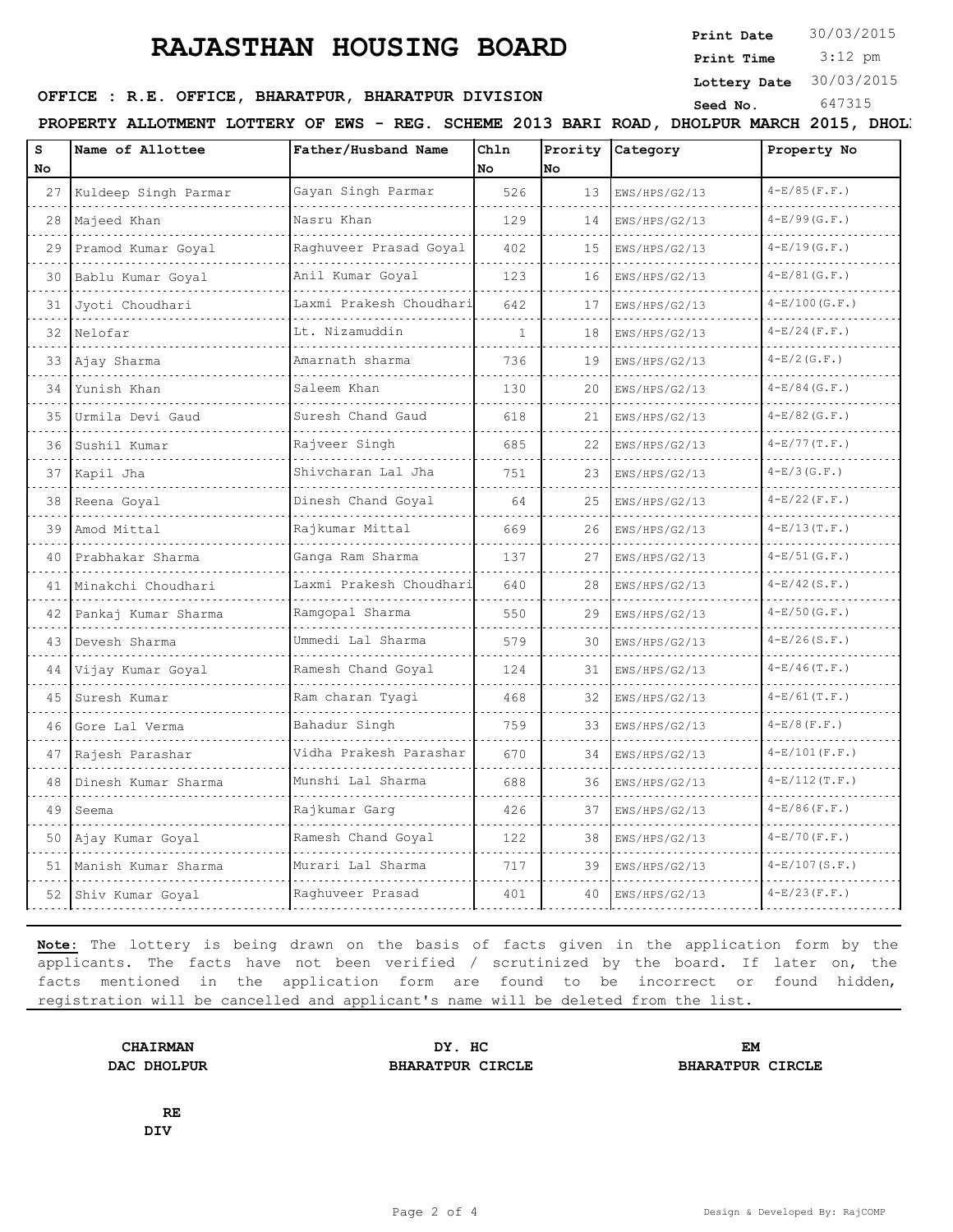# RAJASTHAN HOUSING BOARD

**Print Date** 30/03/2015
**Print Time** 3:12 pm
**Lottery Date** 30/03/2015
**Seed No.** 647315

**OFFICE : R.E. OFFICE, BHARATPUR, BHARATPUR DIVISION**

**PROPERTY ALLOTMENT LOTTERY OF EWS - REG. SCHEME 2013 BARI ROAD, DHOLPUR MARCH 2015, DHOL**

| S No | Name of Allottee | Father/Husband Name | Chln No | Prority No | Category | Property No |
|---|---|---|---|---|---|---|
| 27 | Kuldeep Singh Parmar | Gayan Singh Parmar | 526 | 13 | EWS/HPS/G2/13 | 4-E/85(F.F.) |
| 28 | Majeed Khan | Nasru Khan | 129 | 14 | EWS/HPS/G2/13 | 4-E/99(G.F.) |
| 29 | Pramod Kumar Goyal | Raghuveer Prasad Goyal | 402 | 15 | EWS/HPS/G2/13 | 4-E/19(G.F.) |
| 30 | Bablu Kumar Goyal | Anil Kumar Goyal | 123 | 16 | EWS/HPS/G2/13 | 4-E/81(G.F.) |
| 31 | Jyoti Choudhari | Laxmi Prakesh Choudhari | 642 | 17 | EWS/HPS/G2/13 | 4-E/100(G.F.) |
| 32 | Nelofar | Lt. Nizamuddin | 1 | 18 | EWS/HPS/G2/13 | 4-E/24(F.F.) |
| 33 | Ajay Sharma | Amarnath sharma | 736 | 19 | EWS/HPS/G2/13 | 4-E/2(G.F.) |
| 34 | Yunish Khan | Saleem Khan | 130 | 20 | EWS/HPS/G2/13 | 4-E/84(G.F.) |
| 35 | Urmila Devi Gaud | Suresh Chand Gaud | 618 | 21 | EWS/HPS/G2/13 | 4-E/82(G.F.) |
| 36 | Sushil Kumar | Rajveer Singh | 685 | 22 | EWS/HPS/G2/13 | 4-E/77(T.F.) |
| 37 | Kapil Jha | Shivcharan Lal Jha | 751 | 23 | EWS/HPS/G2/13 | 4-E/3(G.F.) |
| 38 | Reena Goyal | Dinesh Chand Goyal | 64 | 25 | EWS/HPS/G2/13 | 4-E/22(F.F.) |
| 39 | Amod Mittal | Rajkumar Mittal | 669 | 26 | EWS/HPS/G2/13 | 4-E/13(T.F.) |
| 40 | Prabhakar Sharma | Ganga Ram Sharma | 137 | 27 | EWS/HPS/G2/13 | 4-E/51(G.F.) |
| 41 | Minakchi Choudhari | Laxmi Prakesh Choudhari | 640 | 28 | EWS/HPS/G2/13 | 4-E/42(S.F.) |
| 42 | Pankaj Kumar Sharma | Ramgopal Sharma | 550 | 29 | EWS/HPS/G2/13 | 4-E/50(G.F.) |
| 43 | Devesh Sharma | Ummedi Lal Sharma | 579 | 30 | EWS/HPS/G2/13 | 4-E/26(S.F.) |
| 44 | Vijay Kumar Goyal | Ramesh Chand Goyal | 124 | 31 | EWS/HPS/G2/13 | 4-E/46(T.F.) |
| 45 | Suresh Kumar | Ram charan Tyagi | 468 | 32 | EWS/HPS/G2/13 | 4-E/61(T.F.) |
| 46 | Gore Lal Verma | Bahadur Singh | 759 | 33 | EWS/HPS/G2/13 | 4-E/8(F.F.) |
| 47 | Rajesh Parashar | Vidha Prakesh Parashar | 670 | 34 | EWS/HPS/G2/13 | 4-E/101(F.F.) |
| 48 | Dinesh Kumar Sharma | Munshi Lal Sharma | 688 | 36 | EWS/HPS/G2/13 | 4-E/112(T.F.) |
| 49 | Seema | Rajkumar Garg | 426 | 37 | EWS/HPS/G2/13 | 4-E/86(F.F.) |
| 50 | Ajay Kumar Goyal | Ramesh Chand Goyal | 122 | 38 | EWS/HPS/G2/13 | 4-E/70(F.F.) |
| 51 | Manish Kumar Sharma | Murari Lal Sharma | 717 | 39 | EWS/HPS/G2/13 | 4-E/107(S.F.) |
| 52 | Shiv Kumar Goyal | Raghuveer Prasad | 401 | 40 | EWS/HPS/G2/13 | 4-E/23(F.F.) |

**Note:** The lottery is being drawn on the basis of facts given in the application form by the applicants. The facts have not been verified / scrutinized by the board. If later on, the facts mentioned in the application form are found to be incorrect or found hidden, registration will be cancelled and applicant's name will be deleted from the list.

**CHAIRMAN**
**DAC DHOLPUR**

**DY. HC**
**BHARATPUR CIRCLE**

**EM**
**BHARATPUR CIRCLE**

**RE**
**DIV**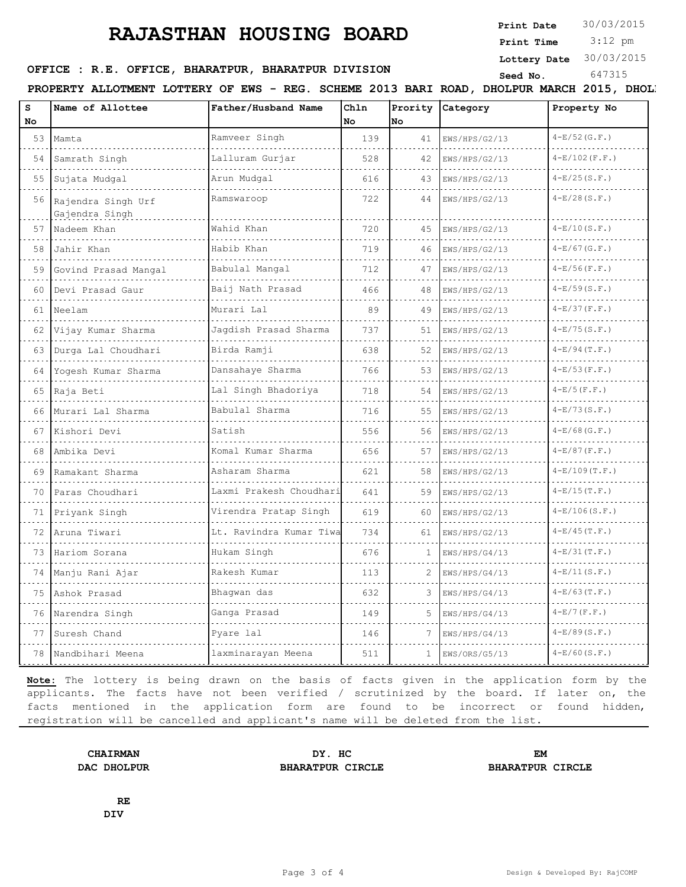# RAJASTHAN HOUSING BOARD

**Print Date** 30/03/2015
**Print Time** 3:12 pm
**Lottery Date** 30/03/2015
**Seed No.** 647315

**OFFICE : R.E. OFFICE, BHARATPUR, BHARATPUR DIVISION**

**PROPERTY ALLOTMENT LOTTERY OF EWS - REG. SCHEME 2013 BARI ROAD, DHOLPUR MARCH 2015, DHOL**

| S No | Name of Allottee | Father/Husband Name | Chln No | Prority No | Category | Property No |
|---|---|---|---|---|---|---|
| 53 | Mamta | Ramveer Singh | 139 | 41 | EWS/HPS/G2/13 | 4-E/52(G.F.) |
| 54 | Samrath Singh | Lalluram Gurjar | 528 | 42 | EWS/HPS/G2/13 | 4-E/102(F.F.) |
| 55 | Sujata Mudgal | Arun Mudgal | 616 | 43 | EWS/HPS/G2/13 | 4-E/25(S.F.) |
| 56 | Rajendra Singh Urf Gajendra Singh | Ramswaroop | 722 | 44 | EWS/HPS/G2/13 | 4-E/28(S.F.) |
| 57 | Nadeem Khan | Wahid Khan | 720 | 45 | EWS/HPS/G2/13 | 4-E/10(S.F.) |
| 58 | Jahir Khan | Habib Khan | 719 | 46 | EWS/HPS/G2/13 | 4-E/67(G.F.) |
| 59 | Govind Prasad Mangal | Babulal Mangal | 712 | 47 | EWS/HPS/G2/13 | 4-E/56(F.F.) |
| 60 | Devi Prasad Gaur | Baij Nath Prasad | 466 | 48 | EWS/HPS/G2/13 | 4-E/59(S.F.) |
| 61 | Neelam | Murari Lal | 89 | 49 | EWS/HPS/G2/13 | 4-E/37(F.F.) |
| 62 | Vijay Kumar Sharma | Jagdish Prasad Sharma | 737 | 51 | EWS/HPS/G2/13 | 4-E/75(S.F.) |
| 63 | Durga Lal Choudhari | Birda Ramji | 638 | 52 | EWS/HPS/G2/13 | 4-E/94(T.F.) |
| 64 | Yogesh Kumar Sharma | Dansahaye Sharma | 766 | 53 | EWS/HPS/G2/13 | 4-E/53(F.F.) |
| 65 | Raja Beti | Lal Singh Bhadoriya | 718 | 54 | EWS/HPS/G2/13 | 4-E/5(F.F.) |
| 66 | Murari Lal Sharma | Babulal Sharma | 716 | 55 | EWS/HPS/G2/13 | 4-E/73(S.F.) |
| 67 | Kishori Devi | Satish | 556 | 56 | EWS/HPS/G2/13 | 4-E/68(G.F.) |
| 68 | Ambika Devi | Komal Kumar Sharma | 656 | 57 | EWS/HPS/G2/13 | 4-E/87(F.F.) |
| 69 | Ramakant Sharma | Asharam Sharma | 621 | 58 | EWS/HPS/G2/13 | 4-E/109(T.F.) |
| 70 | Paras Choudhari | Laxmi Prakesh Choudhari | 641 | 59 | EWS/HPS/G2/13 | 4-E/15(T.F.) |
| 71 | Priyank Singh | Virendra Pratap Singh | 619 | 60 | EWS/HPS/G2/13 | 4-E/106(S.F.) |
| 72 | Aruna Tiwari | Lt. Ravindra Kumar Tiwa | 734 | 61 | EWS/HPS/G2/13 | 4-E/45(T.F.) |
| 73 | Hariom Sorana | Hukam Singh | 676 | 1 | EWS/HPS/G4/13 | 4-E/31(T.F.) |
| 74 | Manju Rani Ajar | Rakesh Kumar | 113 | 2 | EWS/HPS/G4/13 | 4-E/11(S.F.) |
| 75 | Ashok Prasad | Bhagwan das | 632 | 3 | EWS/HPS/G4/13 | 4-E/63(T.F.) |
| 76 | Narendra Singh | Ganga Prasad | 149 | 5 | EWS/HPS/G4/13 | 4-E/7(F.F.) |
| 77 | Suresh Chand | Pyare lal | 146 | 7 | EWS/HPS/G4/13 | 4-E/89(S.F.) |
| 78 | Nandbihari Meena | laxminarayan Meena | 511 | 1 | EWS/ORS/G5/13 | 4-E/60(S.F.) |

**Note:** The lottery is being drawn on the basis of facts given in the application form by the applicants. The facts have not been verified / scrutinized by the board. If later on, the facts mentioned in the application form are found to be incorrect or found hidden, registration will be cancelled and applicant's name will be deleted from the list.

**CHAIRMAN**
**DAC DHOLPUR**

**DY. HC**
**BHARATPUR CIRCLE**

**EM**
**BHARATPUR CIRCLE**

**RE**
**DIV**

Design & Developed By: RajCOMP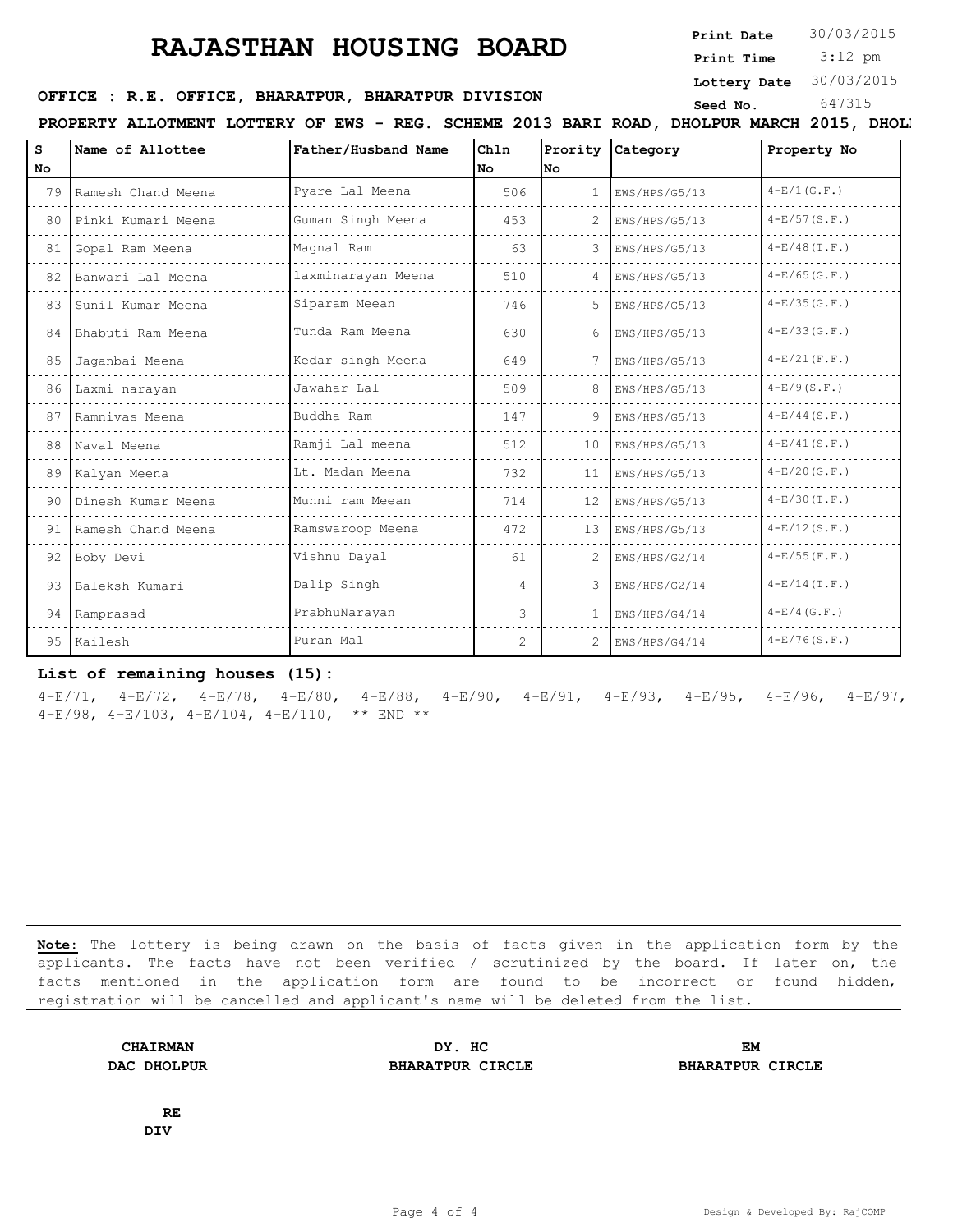# RAJASTHAN HOUSING BOARD

**Print Date** 30/03/2015
**Print Time** 3:12 pm
**Lottery Date** 30/03/2015
**Seed No.** 647315

**OFFICE : R.E. OFFICE, BHARATPUR, BHARATPUR DIVISION**

**PROPERTY ALLOTMENT LOTTERY OF EWS - REG. SCHEME 2013 BARI ROAD, DHOLPUR MARCH 2015, DHOL**

| S No | Name of Allottee | Father/Husband Name | Chln No | Prority No | Category | Property No |
|---|---|---|---|---|---|---|
| 79 | Ramesh Chand Meena | Pyare Lal Meena | 506 | 1 | EWS/HPS/G5/13 | 4-E/1(G.F.) |
| 80 | Pinki Kumari Meena | Guman Singh Meena | 453 | 2 | EWS/HPS/G5/13 | 4-E/57(S.F.) |
| 81 | Gopal Ram Meena | Magnal Ram | 63 | 3 | EWS/HPS/G5/13 | 4-E/48(T.F.) |
| 82 | Banwari Lal Meena | laxminarayan Meena | 510 | 4 | EWS/HPS/G5/13 | 4-E/65(G.F.) |
| 83 | Sunil Kumar Meena | Siparam Meean | 746 | 5 | EWS/HPS/G5/13 | 4-E/35(G.F.) |
| 84 | Bhabuti Ram Meena | Tunda Ram Meena | 630 | 6 | EWS/HPS/G5/13 | 4-E/33(G.F.) |
| 85 | Jaganbai Meena | Kedar singh Meena | 649 | 7 | EWS/HPS/G5/13 | 4-E/21(F.F.) |
| 86 | Laxmi narayan | Jawahar Lal | 509 | 8 | EWS/HPS/G5/13 | 4-E/9(S.F.) |
| 87 | Ramnivas Meena | Buddha Ram | 147 | 9 | EWS/HPS/G5/13 | 4-E/44(S.F.) |
| 88 | Naval Meena | Ramji Lal meena | 512 | 10 | EWS/HPS/G5/13 | 4-E/41(S.F.) |
| 89 | Kalyan Meena | Lt. Madan Meena | 732 | 11 | EWS/HPS/G5/13 | 4-E/20(G.F.) |
| 90 | Dinesh Kumar Meena | Munni ram Meean | 714 | 12 | EWS/HPS/G5/13 | 4-E/30(T.F.) |
| 91 | Ramesh Chand Meena | Ramswaroop Meena | 472 | 13 | EWS/HPS/G5/13 | 4-E/12(S.F.) |
| 92 | Boby Devi | Vishnu Dayal | 61 | 2 | EWS/HPS/G2/14 | 4-E/55(F.F.) |
| 93 | Baleksh Kumari | Dalip Singh | 4 | 3 | EWS/HPS/G2/14 | 4-E/14(T.F.) |
| 94 | Ramprasad | PrabhuNarayan | 3 | 1 | EWS/HPS/G4/14 | 4-E/4(G.F.) |
| 95 | Kailesh | Puran Mal | 2 | 2 | EWS/HPS/G4/14 | 4-E/76(S.F.) |

**List of remaining houses (15):**

4-E/71, 4-E/72, 4-E/78, 4-E/80, 4-E/88, 4-E/90, 4-E/91, 4-E/93, 4-E/95, 4-E/96, 4-E/97, 4-E/98, 4-E/103, 4-E/104, 4-E/110, ** END **

**Note:** The lottery is being drawn on the basis of facts given in the application form by the applicants. The facts have not been verified / scrutinized by the board. If later on, the facts mentioned in the application form are found to be incorrect or found hidden, registration will be cancelled and applicant's name will be deleted from the list.

**CHAIRMAN**
**DAC DHOLPUR**

**DY. HC**
**BHARATPUR CIRCLE**

**EM**
**BHARATPUR CIRCLE**

**RE**
**DIV**

Design & Developed By: RajCOMP